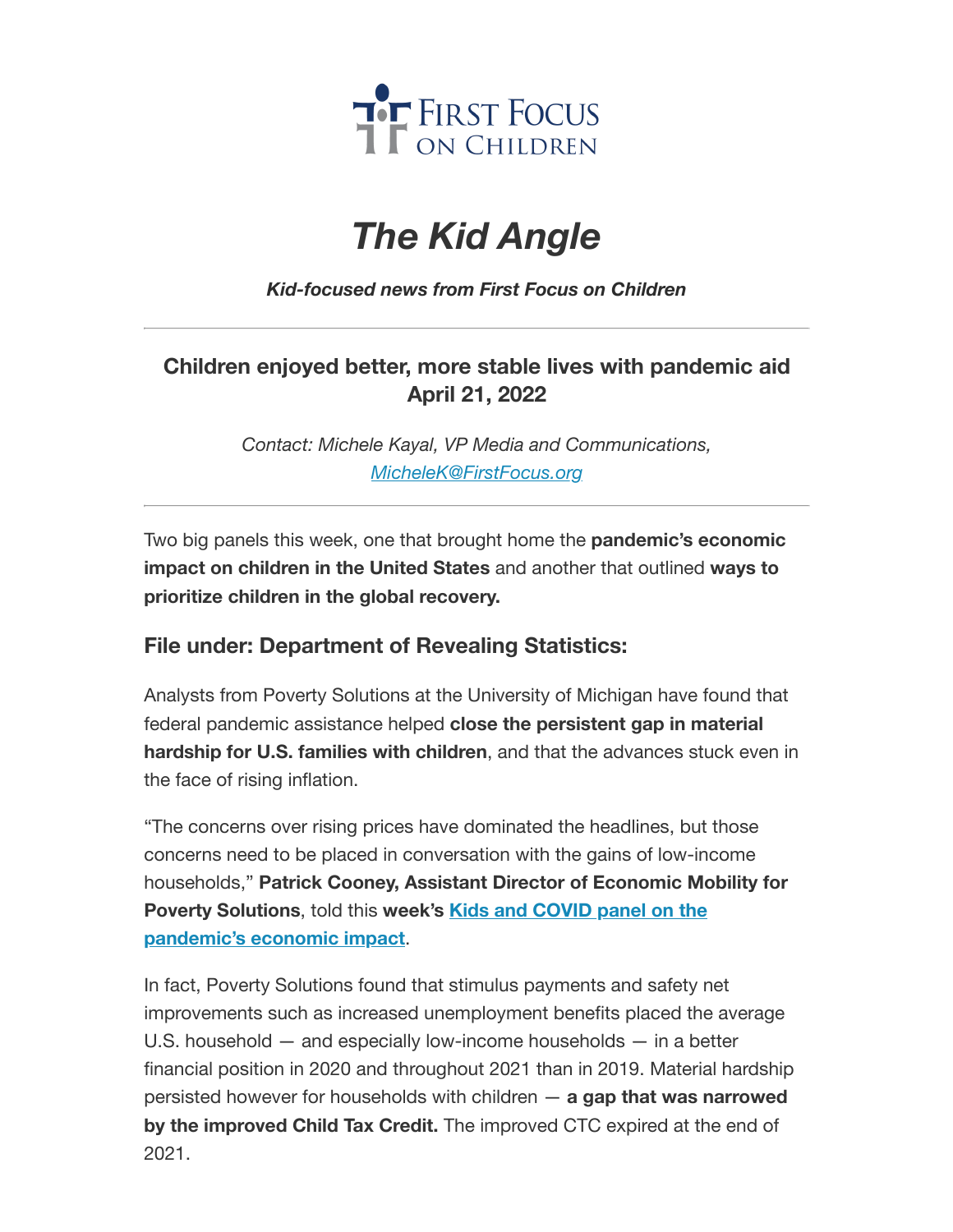First Focus on Children

# *The Kid Angle*

***Kid-focused news from First Focus on Children***

---

## Children enjoyed better, more stable lives with pandemic aid
## April 21, 2022

*Contact: Michele Kayal, VP Media and Communications, [MicheleK@FirstFocus.org](mailto:MicheleK@FirstFocus.org)*

---

Two big panels this week, one that brought home the **pandemic's economic impact on children in the United States** and another that outlined **ways to prioritize children in the global recovery.**

### File under: Department of Revealing Statistics:

Analysts from Poverty Solutions at the University of Michigan have found that federal pandemic assistance helped **close the persistent gap in material hardship for U.S. families with children**, and that the advances stuck even in the face of rising inflation.

"The concerns over rising prices have dominated the headlines, but those concerns need to be placed in conversation with the gains of low-income households," **Patrick Cooney, Assistant Director of Economic Mobility for Poverty Solutions**, told this **week's Kids and COVID panel on the pandemic's economic impact**.

In fact, Poverty Solutions found that stimulus payments and safety net improvements such as increased unemployment benefits placed the average U.S. household — and especially low-income households — in a better financial position in 2020 and throughout 2021 than in 2019. Material hardship persisted however for households with children — **a gap that was narrowed by the improved Child Tax Credit.** The improved CTC expired at the end of 2021.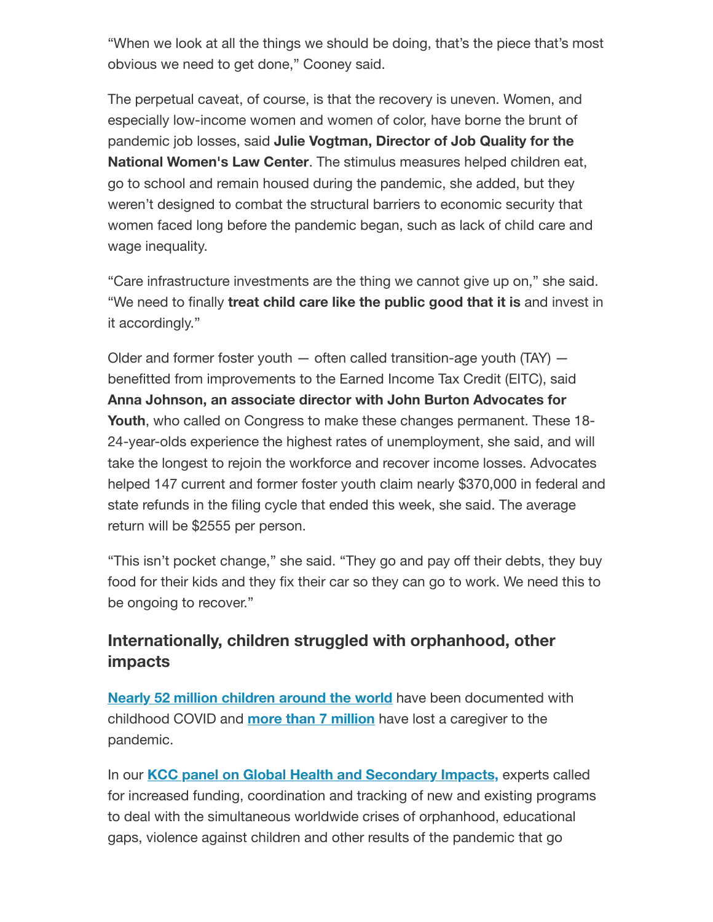“When we look at all the things we should be doing, that’s the piece that’s most obvious we need to get done,” Cooney said.

The perpetual caveat, of course, is that the recovery is uneven. Women, and especially low-income women and women of color, have borne the brunt of pandemic job losses, said **Julie Vogtman, Director of Job Quality for the National Women's Law Center**. The stimulus measures helped children eat, go to school and remain housed during the pandemic, she added, but they weren’t designed to combat the structural barriers to economic security that women faced long before the pandemic began, such as lack of child care and wage inequality.

“Care infrastructure investments are the thing we cannot give up on,” she said. “We need to finally **treat child care like the public good that it is** and invest in it accordingly.”

Older and former foster youth — often called transition-age youth (TAY) — benefitted from improvements to the Earned Income Tax Credit (EITC), said **Anna Johnson, an associate director with John Burton Advocates for Youth**, who called on Congress to make these changes permanent. These 18-24-year-olds experience the highest rates of unemployment, she said, and will take the longest to rejoin the workforce and recover income losses. Advocates helped 147 current and former foster youth claim nearly $370,000 in federal and state refunds in the filing cycle that ended this week, she said. The average return will be $2555 per person.

“This isn’t pocket change,” she said. “They go and pay off their debts, they buy food for their kids and they fix their car so they can go to work. We need this to be ongoing to recover.”

## Internationally, children struggled with orphanhood, other impacts

**Nearly 52 million children around the world** have been documented with childhood COVID and **more than 7 million** have lost a caregiver to the pandemic.

In our **KCC panel on Global Health and Secondary Impacts,** experts called for increased funding, coordination and tracking of new and existing programs to deal with the simultaneous worldwide crises of orphanhood, educational gaps, violence against children and other results of the pandemic that go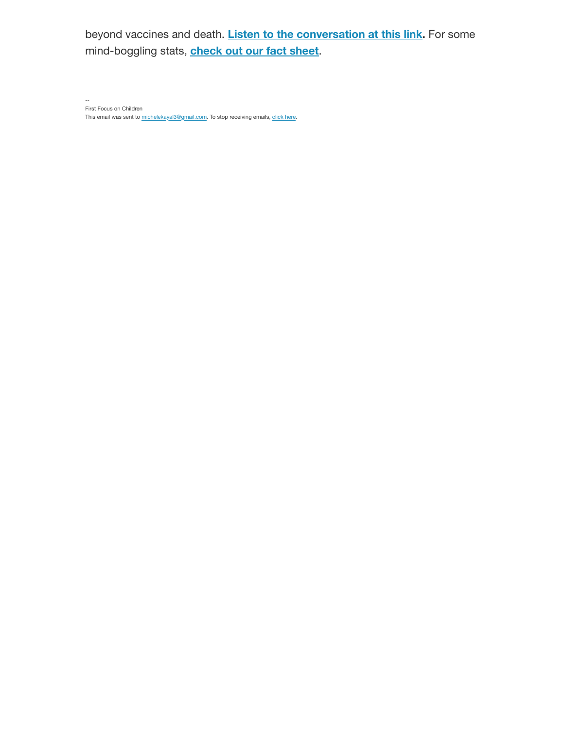beyond vaccines and death. **Listen to the conversation at this link.** For some mind-boggling stats, **check out our fact sheet**.

--
First Focus on Children
This email was sent to michelekayal3@gmail.com. To stop receiving emails, click here.